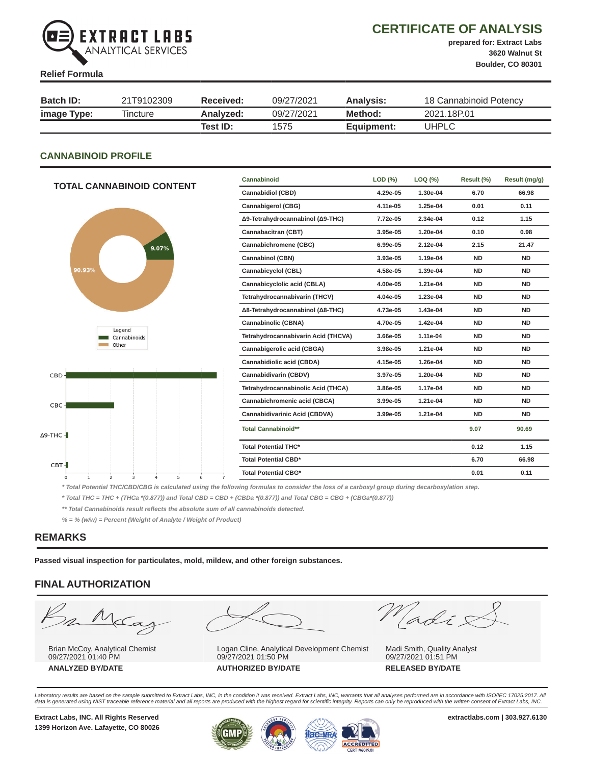**EXTRACT LABS** ANALYTICAL SERVICES

# CERTIFICATE OF ANALYSIS

**prepared for: Extract Labs**
**3620 Walnut St**
**Boulder, CO 80301**

**Relief Formula**

| **Batch ID:** | 21T9102309 | **Received:** | 09/27/2021 | **Analysis:** | 18 Cannabinoid Potency |
|---|---|---|---|---|---|
| **image Type:** | Tincture | **Analyzed:** | 09/27/2021 | **Method:** | 2021.18P.01 |
| | | **Test ID:** | 1575 | **Equipment:** | UHPLC |

## CANNABINOID PROFILE

### TOTAL CANNABINOID CONTENT

Legend: Cannabinoids 9.07%, Other 90.93%

| Cannabinoid | LOD (%) | LOQ (%) | Result (%) | Result (mg/g) |
|---|---|---|---|---|
| Cannabidiol (CBD) | 4.29e-05 | 1.30e-04 | 6.70 | 66.98 |
| Cannabigerol (CBG) | 4.11e-05 | 1.25e-04 | 0.01 | 0.11 |
| Δ9-Tetrahydrocannabinol (Δ9-THC) | 7.72e-05 | 2.34e-04 | 0.12 | 1.15 |
| Cannabacitran (CBT) | 3.95e-05 | 1.20e-04 | 0.10 | 0.98 |
| Cannabichromene (CBC) | 6.99e-05 | 2.12e-04 | 2.15 | 21.47 |
| Cannabinol (CBN) | 3.93e-05 | 1.19e-04 | ND | ND |
| Cannabicyclol (CBL) | 4.58e-05 | 1.39e-04 | ND | ND |
| Cannabicyclolic acid (CBLA) | 4.00e-05 | 1.21e-04 | ND | ND |
| Tetrahydrocannabivarin (THCV) | 4.04e-05 | 1.23e-04 | ND | ND |
| Δ8-Tetrahydrocannabinol (Δ8-THC) | 4.73e-05 | 1.43e-04 | ND | ND |
| Cannabinolic (CBNA) | 4.70e-05 | 1.42e-04 | ND | ND |
| Tetrahydrocannabivarin Acid (THCVA) | 3.66e-05 | 1.11e-04 | ND | ND |
| Cannabigerolic acid (CBGA) | 3.98e-05 | 1.21e-04 | ND | ND |
| Cannabidiolic acid (CBDA) | 4.15e-05 | 1.26e-04 | ND | ND |
| Cannabidivarin (CBDV) | 3.97e-05 | 1.20e-04 | ND | ND |
| Tetrahydrocannabinolic Acid (THCA) | 3.86e-05 | 1.17e-04 | ND | ND |
| Cannabichromenic acid (CBCA) | 3.99e-05 | 1.21e-04 | ND | ND |
| Cannabidivarinic Acid (CBDVA) | 3.99e-05 | 1.21e-04 | ND | ND |
| **Total Cannabinoid**** | | | 9.07 | 90.69 |
| **Total Potential THC*** | | | 0.12 | 1.15 |
| **Total Potential CBD*** | | | 6.70 | 66.98 |
| **Total Potential CBG*** | | | 0.01 | 0.11 |

*\* Total Potential THC/CBD/CBG is calculated using the following formulas to consider the loss of a carboxyl group during decarboxylation step.*

*\* Total THC = THC + (THCa \*(0.877)) and Total CBD = CBD + (CBDa \*(0.877)) and Total CBG = CBG + (CBGa\*(0.877))*

*\*\* Total Cannabinoids result reflects the absolute sum of all cannabinoids detected.*

*% = % (w/w) = Percent (Weight of Analyte / Weight of Product)*

## REMARKS

**Passed visual inspection for particulates, mold, mildew, and other foreign substances.**

## FINAL AUTHORIZATION

| Brian McCoy, Analytical Chemist<br>09/27/2021 01:40 PM<br>**ANALYZED BY/DATE** | Logan Cline, Analytical Development Chemist<br>09/27/2021 01:50 PM<br>**AUTHORIZED BY/DATE** | Madi Smith, Quality Analyst<br>09/27/2021 01:51 PM<br>**RELEASED BY/DATE** |
|---|---|---|

*Laboratory results are based on the sample submitted to Extract Labs, INC, in the condition it was received. Extract Labs, INC, warrants that all analyses performed are in accordance with ISO/IEC 17025:2017. All data is generated using NIST traceable reference material and all reports are produced with the highest regard for scientific integrity. Reports can only be reproduced with the written consent of Extract Labs, INC.*

**Extract Labs, INC. All Rights Reserved**
**1399 Horizon Ave. Lafayette, CO 80026**

**extractlabs.com | 303.927.6130**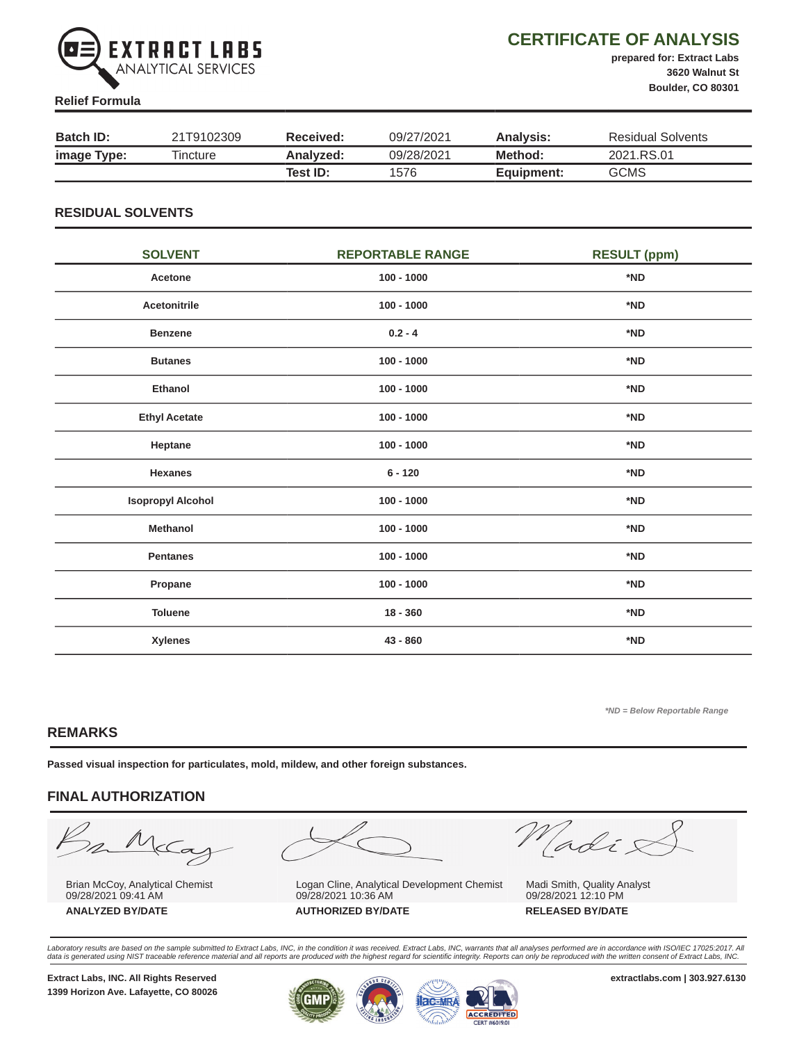# CERTIFICATE OF ANALYSIS

**prepared for: Extract Labs**
**3620 Walnut St**
**Boulder, CO 80301**

EXTRACT LABS ANALYTICAL SERVICES

**Relief Formula**

| | | | | | |
|---|---|---|---|---|---|
| **Batch ID:** | 21T9102309 | **Received:** | 09/27/2021 | **Analysis:** | Residual Solvents |
| **image Type:** | Tincture | **Analyzed:** | 09/28/2021 | **Method:** | 2021.RS.01 |
| | | **Test ID:** | 1576 | **Equipment:** | GCMS |

## RESIDUAL SOLVENTS

| SOLVENT | REPORTABLE RANGE | RESULT (ppm) |
|---|---|---|
| **Acetone** | **100 - 1000** | ***ND** |
| **Acetonitrile** | **100 - 1000** | ***ND** |
| **Benzene** | **0.2 - 4** | ***ND** |
| **Butanes** | **100 - 1000** | ***ND** |
| **Ethanol** | **100 - 1000** | ***ND** |
| **Ethyl Acetate** | **100 - 1000** | ***ND** |
| **Heptane** | **100 - 1000** | ***ND** |
| **Hexanes** | **6 - 120** | ***ND** |
| **Isopropyl Alcohol** | **100 - 1000** | ***ND** |
| **Methanol** | **100 - 1000** | ***ND** |
| **Pentanes** | **100 - 1000** | ***ND** |
| **Propane** | **100 - 1000** | ***ND** |
| **Toluene** | **18 - 360** | ***ND** |
| **Xylenes** | **43 - 860** | ***ND** |

*\*ND = Below Reportable Range*

## REMARKS

**Passed visual inspection for particulates, mold, mildew, and other foreign substances.**

## FINAL AUTHORIZATION

| | | |
|---|---|---|
| Brian McCoy, Analytical Chemist<br>09/28/2021 09:41 AM | Logan Cline, Analytical Development Chemist<br>09/28/2021 10:36 AM | Madi Smith, Quality Analyst<br>09/28/2021 12:10 PM |
| **ANALYZED BY/DATE** | **AUTHORIZED BY/DATE** | **RELEASED BY/DATE** |

*Laboratory results are based on the sample submitted to Extract Labs, INC, in the condition it was received. Extract Labs, INC, warrants that all analyses performed are in accordance with ISO/IEC 17025:2017. All data is generated using NIST traceable reference material and all reports are produced with the highest regard for scientific integrity. Reports can only be reproduced with the written consent of Extract Labs, INC.*

**Extract Labs, INC. All Rights Reserved**
**1399 Horizon Ave. Lafayette, CO 80026**

**extractlabs.com | 303.927.6130**

ACCREDITED CERT #6019.01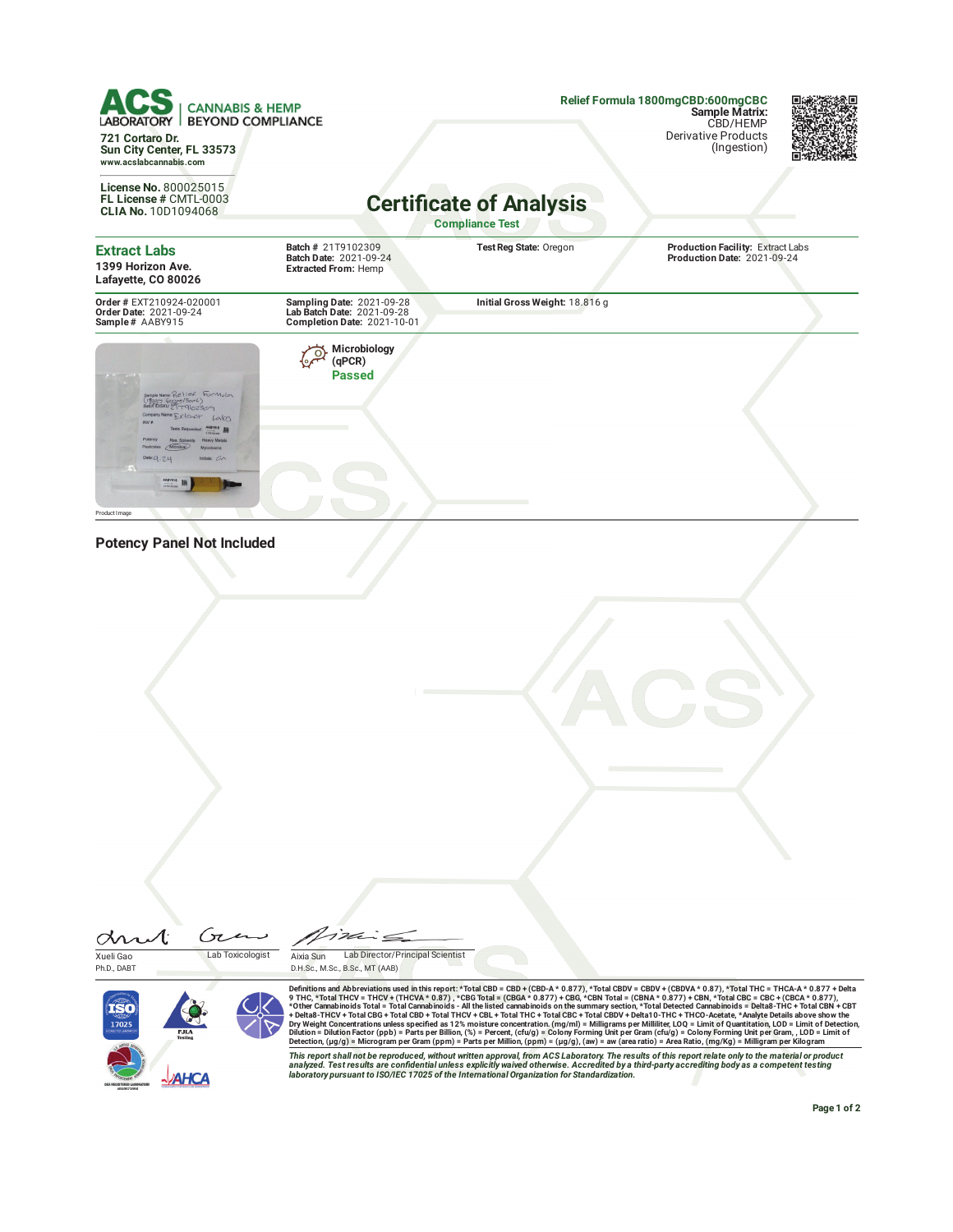# ACS LABORATORY | CANNABIS & HEMP BEYOND COMPLIANCE

721 Cortaro Dr.
Sun City Center, FL 33573
www.acslabcannabis.com

**License No.** 800025015
**FL License #** CMTL-0003
**CLIA No.** 10D1094068

**Relief Formula 1800mgCBD:600mgCBC**
**Sample Matrix:** CBD/HEMP
Derivative Products
(Ingestion)

## Certificate of Analysis

**Compliance Test**

**Extract Labs**
1399 Horizon Ave.
Lafayette, CO 80026

**Batch #** 21T9102309
**Batch Date:** 2021-09-24
**Extracted From:** Hemp

**Test Reg State:** Oregon

**Production Facility:** Extract Labs
**Production Date:** 2021-09-24

**Order #** EXT210924-020001
**Order Date:** 2021-09-24
**Sample #** AABY915

**Sampling Date:** 2021-09-28
**Lab Batch Date:** 2021-09-28
**Completion Date:** 2021-10-01

**Initial Gross Weight:** 18.816 g

Product Image

**Microbiology (qPCR)**
**Passed**

### Potency Panel Not Included

Xueli Gao
Ph.D., DABT
Lab Toxicologist

Aixia Sun
D.H.Sc., M.Sc., B.Sc., MT (AAB)
Lab Director/Principal Scientist

Definitions and Abbreviations used in this report: *Total CBD = CBD + (CBD-A * 0.877), *Total CBDV = CBDV + (CBDVA * 0.87), *Total THC = THCA-A * 0.877 + Delta 9 THC, *Total THCV = THCV + (THCVA * 0.87) , *CBG Total = (CBGA * 0.877) + CBG, *CBN Total = (CBNA * 0.877) + CBN, *Total CBC = CBC + (CBCA * 0.877), *Other Cannabinoids Total = Total Cannabinoids - All the listed cannabinoids on the summary section, *Total Detected Cannabinoids = Delta8-THC + Total CBN + CBT + Delta8-THCV + Total CBG + Total CBD + Total THCV + CBL + Total THC + Total CBC + Total CBDV + Delta10-THC + THCO-Acetate, *Analyte Details above show the Dry Weight Concentrations unless specified as 12% moisture concentration. (mg/ml) = Milligrams per Milliliter, LOQ = Limit of Quantitation, LOD = Limit of Detection, Dilution = Dilution Factor (ppb) = Parts per Billion, (%) = Percent, (cfu/g) = Colony Forming Unit per Gram (cfu/g) = Colony Forming Unit per Gram, , LOD = Limit of Detection, (µg/g) = Microgram per Gram (ppm) = Parts per Million, (ppm) = (µg/g), (aw) = aw (area ratio) = Area Ratio, (mg/Kg) = Milligram per Kilogram

*This report shall not be reproduced, without written approval, from ACS Laboratory. The results of this report relate only to the material or product analyzed. Test results are confidential unless explicitly waived otherwise. Accredited by a third-party accrediting body as a competent testing laboratory pursuant to ISO/IEC 17025 of the International Organization for Standardization.*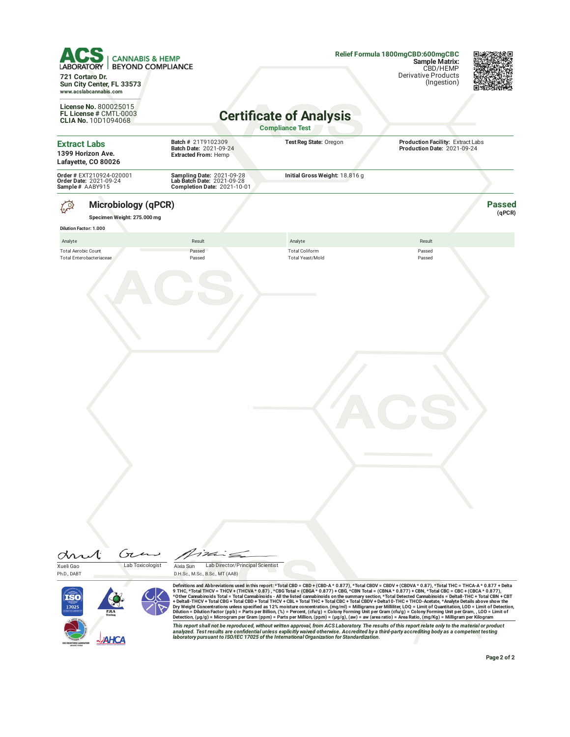**ACS LABORATORY** | CANNABIS & HEMP BEYOND COMPLIANCE

721 Cortaro Dr.
Sun City Center, FL 33573
www.acslabcannabis.com

**License No.** 800025015
**FL License #** CMTL-0003
**CLIA No.** 10D1094068

**Relief Formula 1800mgCBD:600mgCBC**
**Sample Matrix:** CBD/HEMP Derivative Products (Ingestion)

# Certificate of Analysis

**Compliance Test**

**Extract Labs**
1399 Horizon Ave.
Lafayette, CO 80026

**Batch #** 21T9102309
**Batch Date:** 2021-09-24
**Extracted From:** Hemp

**Test Reg State:** Oregon

**Production Facility:** Extract Labs
**Production Date:** 2021-09-24

**Order #** EXT210924-020001
**Order Date:** 2021-09-24
**Sample #** AABY915

**Sampling Date:** 2021-09-28
**Lab Batch Date:** 2021-09-28
**Completion Date:** 2021-10-01

**Initial Gross Weight:** 18.816 g

## Microbiology (qPCR)

**Passed** (qPCR)

**Specimen Weight:** 275.000 mg

**Dilution Factor:** 1.000

| Analyte | Result | Analyte | Result |
|---|---|---|---|
| Total Aerobic Count | Passed | Total Coliform | Passed |
| Total Enterobacteriaceae | Passed | Total Yeast/Mold | Passed |

Xueli Gao, Ph.D., DABT — Lab Toxicologist

Aixia Sun, D.H.Sc., M.Sc., B.Sc., MT (AAB) — Lab Director/Principal Scientist

Definitions and Abbreviations used in this report: *Total CBD = CBD + (CBD-A * 0.877), *Total CBDV = CBDV + (CBDVA * 0.87), *Total THC = THCA-A * 0.877 + Delta 9 THC, *Total THCV = THCV + (THCVA * 0.87) , *CBG Total = (CBGA * 0.877) + CBG, *CBN Total = (CBNA * 0.877) + CBN, *Total CBC = CBC + (CBCA * 0.877), *Other Cannabinoids Total = Total Cannabinoids - All the listed cannabinoids on the summary section, *Total Detected Cannabinoids = Delta8-THC + Total CBN + CBT + Delta8-THCV + Total CBG + Total CBD + Total THCV + CBL + Total THC + Total CBC + Total CBDV + Delta10-THC + THCO-Acetate, *Analyte Details above show the Dry Weight Concentrations unless specified as 12% moisture concentration. (mg/ml) = Milligrams per Milliliter, LOQ = Limit of Quantitation, LOD = Limit of Detection, Dilution = Dilution Factor (ppb) = Parts per Billion, (%) = Percent, (cfu/g) = Colony Forming Unit per Gram (cfu/g) = Colony Forming Unit per Gram, , LOD = Limit of Detection, (µg/g) = Microgram per Gram (ppm) = Parts per Million, (ppm) = (µg/g), (aw) = aw (area ratio) = Area Ratio, (mg/Kg) = Milligram per Kilogram

*This report shall not be reproduced, without written approval, from ACS Laboratory. The results of this report relate only to the material or product analyzed. Test results are confidential unless explicitly waived otherwise. Accredited by a third-party accrediting body as a competent testing laboratory pursuant to ISO/IEC 17025 of the International Organization for Standardization.*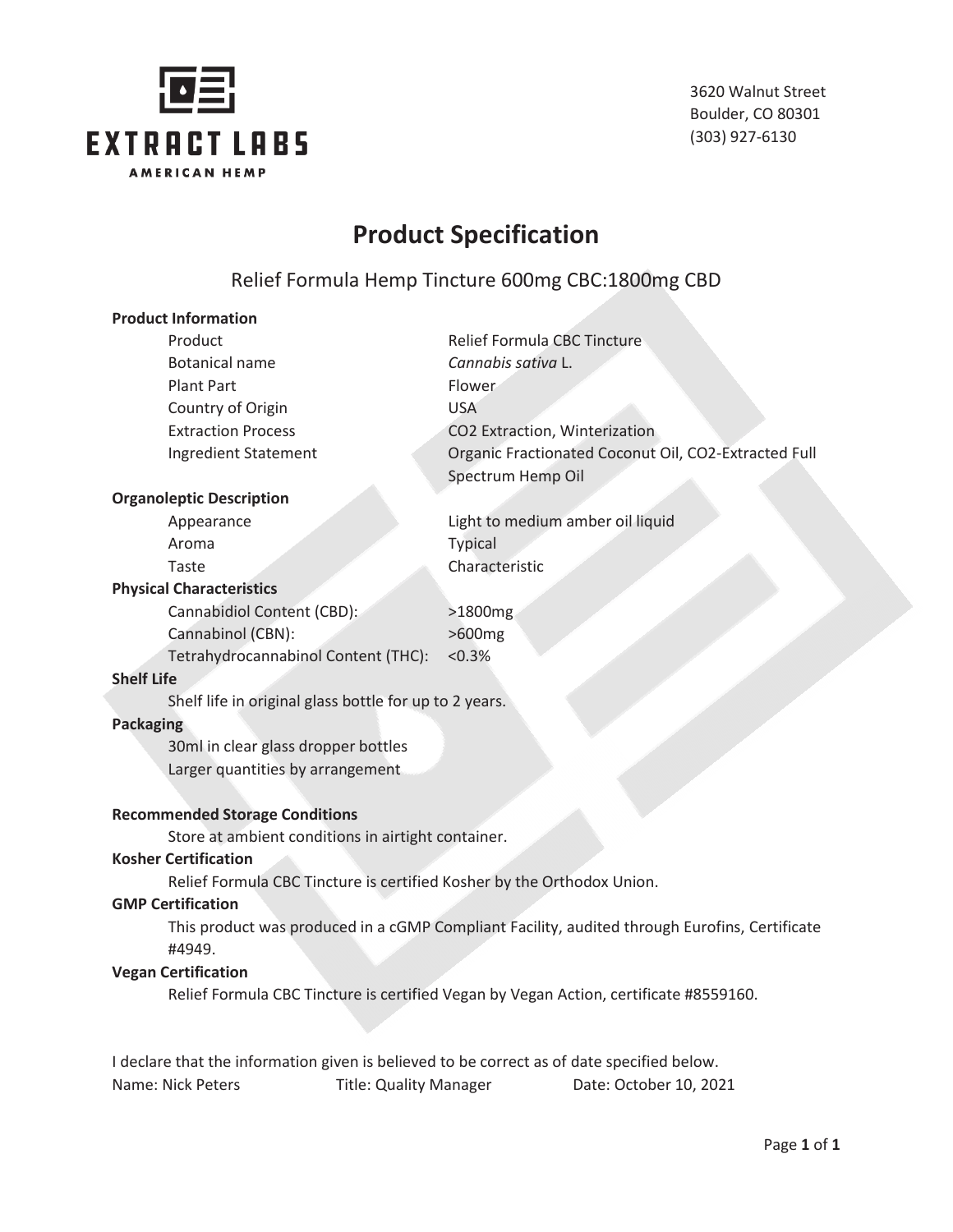EXTRACT LABS
AMERICAN HEMP

3620 Walnut Street
Boulder, CO 80301
(303) 927-6130

# Product Specification

## Relief Formula Hemp Tincture 600mg CBC:1800mg CBD

**Product Information**

| | |
|---|---|
| Product | Relief Formula CBC Tincture |
| Botanical name | *Cannabis sativa* L. |
| Plant Part | Flower |
| Country of Origin | USA |
| Extraction Process | CO2 Extraction, Winterization |
| Ingredient Statement | Organic Fractionated Coconut Oil, CO2-Extracted Full Spectrum Hemp Oil |

**Organoleptic Description**

| | |
|---|---|
| Appearance | Light to medium amber oil liquid |
| Aroma | Typical |
| Taste | Characteristic |

**Physical Characteristics**

| | |
|---|---|
| Cannabidiol Content (CBD): | >1800mg |
| Cannabinol (CBN): | >600mg |
| Tetrahydrocannabinol Content (THC): | <0.3% |

**Shelf Life**

Shelf life in original glass bottle for up to 2 years.

**Packaging**

30ml in clear glass dropper bottles
Larger quantities by arrangement

**Recommended Storage Conditions**

Store at ambient conditions in airtight container.

**Kosher Certification**

Relief Formula CBC Tincture is certified Kosher by the Orthodox Union.

**GMP Certification**

This product was produced in a cGMP Compliant Facility, audited through Eurofins, Certificate #4949.

**Vegan Certification**

Relief Formula CBC Tincture is certified Vegan by Vegan Action, certificate #8559160.

I declare that the information given is believed to be correct as of date specified below.
Name: Nick Peters Title: Quality Manager Date: October 10, 2021